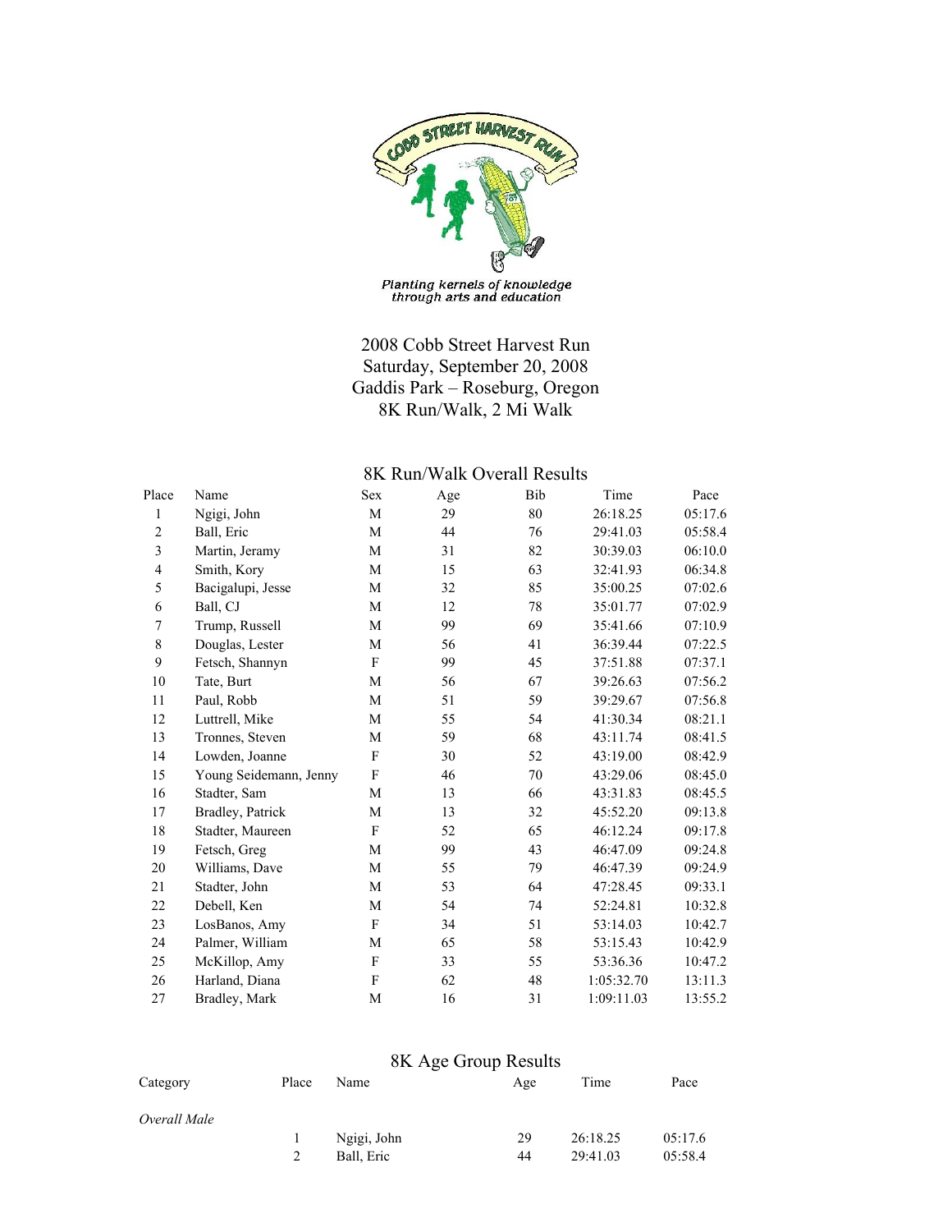Planting kernels of knowledge through arts and education

# 2008 Cobb Street Harvest Run

Saturday, September 20, 2008

Gaddis Park – Roseburg, Oregon

8K Run/Walk, 2 Mi Walk

## 8K Run/Walk Overall Results

| Place | Name | Sex | Age | Bib | Time | Pace |
|---|---|---|---|---|---|---|
| 1 | Ngigi, John | M | 29 | 80 | 26:18.25 | 05:17.6 |
| 2 | Ball, Eric | M | 44 | 76 | 29:41.03 | 05:58.4 |
| 3 | Martin, Jeramy | M | 31 | 82 | 30:39.03 | 06:10.0 |
| 4 | Smith, Kory | M | 15 | 63 | 32:41.93 | 06:34.8 |
| 5 | Bacigalupi, Jesse | M | 32 | 85 | 35:00.25 | 07:02.6 |
| 6 | Ball, CJ | M | 12 | 78 | 35:01.77 | 07:02.9 |
| 7 | Trump, Russell | M | 99 | 69 | 35:41.66 | 07:10.9 |
| 8 | Douglas, Lester | M | 56 | 41 | 36:39.44 | 07:22.5 |
| 9 | Fetsch, Shannyn | F | 99 | 45 | 37:51.88 | 07:37.1 |
| 10 | Tate, Burt | M | 56 | 67 | 39:26.63 | 07:56.2 |
| 11 | Paul, Robb | M | 51 | 59 | 39:29.67 | 07:56.8 |
| 12 | Luttrell, Mike | M | 55 | 54 | 41:30.34 | 08:21.1 |
| 13 | Tronnes, Steven | M | 59 | 68 | 43:11.74 | 08:41.5 |
| 14 | Lowden, Joanne | F | 30 | 52 | 43:19.00 | 08:42.9 |
| 15 | Young Seidemann, Jenny | F | 46 | 70 | 43:29.06 | 08:45.0 |
| 16 | Stadter, Sam | M | 13 | 66 | 43:31.83 | 08:45.5 |
| 17 | Bradley, Patrick | M | 13 | 32 | 45:52.20 | 09:13.8 |
| 18 | Stadter, Maureen | F | 52 | 65 | 46:12.24 | 09:17.8 |
| 19 | Fetsch, Greg | M | 99 | 43 | 46:47.09 | 09:24.8 |
| 20 | Williams, Dave | M | 55 | 79 | 46:47.39 | 09:24.9 |
| 21 | Stadter, John | M | 53 | 64 | 47:28.45 | 09:33.1 |
| 22 | Debell, Ken | M | 54 | 74 | 52:24.81 | 10:32.8 |
| 23 | LosBanos, Amy | F | 34 | 51 | 53:14.03 | 10:42.7 |
| 24 | Palmer, William | M | 65 | 58 | 53:15.43 | 10:42.9 |
| 25 | McKillop, Amy | F | 33 | 55 | 53:36.36 | 10:47.2 |
| 26 | Harland, Diana | F | 62 | 48 | 1:05:32.70 | 13:11.3 |
| 27 | Bradley, Mark | M | 16 | 31 | 1:09:11.03 | 13:55.2 |

## 8K Age Group Results

| Category | Place | Name | Age | Time | Pace |
|---|---|---|---|---|---|
| *Overall Male* | | | | | |
| | 1 | Ngigi, John | 29 | 26:18.25 | 05:17.6 |
| | 2 | Ball, Eric | 44 | 29:41.03 | 05:58.4 |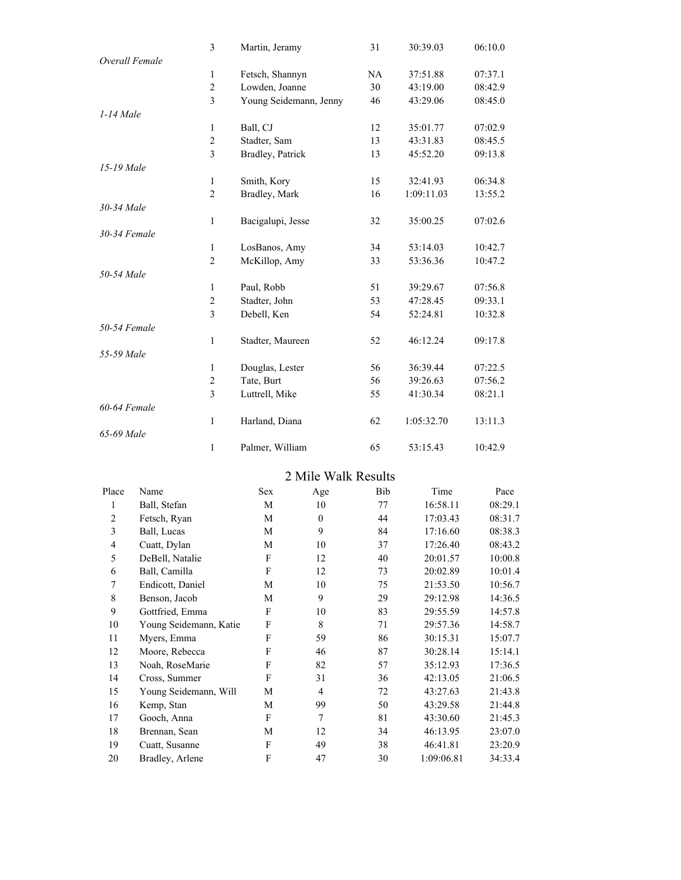| | | | | | |
|---|---|---|---|---|---|
| | 3 | Martin, Jeramy | 31 | 30:39.03 | 06:10.0 |
| *Overall Female* | | | | | |
| | 1 | Fetsch, Shannyn | NA | 37:51.88 | 07:37.1 |
| | 2 | Lowden, Joanne | 30 | 43:19.00 | 08:42.9 |
| | 3 | Young Seidemann, Jenny | 46 | 43:29.06 | 08:45.0 |
| *1-14 Male* | | | | | |
| | 1 | Ball, CJ | 12 | 35:01.77 | 07:02.9 |
| | 2 | Stadter, Sam | 13 | 43:31.83 | 08:45.5 |
| | 3 | Bradley, Patrick | 13 | 45:52.20 | 09:13.8 |
| *15-19 Male* | | | | | |
| | 1 | Smith, Kory | 15 | 32:41.93 | 06:34.8 |
| | 2 | Bradley, Mark | 16 | 1:09:11.03 | 13:55.2 |
| *30-34 Male* | | | | | |
| | 1 | Bacigalupi, Jesse | 32 | 35:00.25 | 07:02.6 |
| *30-34 Female* | | | | | |
| | 1 | LosBanos, Amy | 34 | 53:14.03 | 10:42.7 |
| | 2 | McKillop, Amy | 33 | 53:36.36 | 10:47.2 |
| *50-54 Male* | | | | | |
| | 1 | Paul, Robb | 51 | 39:29.67 | 07:56.8 |
| | 2 | Stadter, John | 53 | 47:28.45 | 09:33.1 |
| | 3 | Debell, Ken | 54 | 52:24.81 | 10:32.8 |
| *50-54 Female* | | | | | |
| | 1 | Stadter, Maureen | 52 | 46:12.24 | 09:17.8 |
| *55-59 Male* | | | | | |
| | 1 | Douglas, Lester | 56 | 36:39.44 | 07:22.5 |
| | 2 | Tate, Burt | 56 | 39:26.63 | 07:56.2 |
| | 3 | Luttrell, Mike | 55 | 41:30.34 | 08:21.1 |
| *60-64 Female* | | | | | |
| | 1 | Harland, Diana | 62 | 1:05:32.70 | 13:11.3 |
| *65-69 Male* | | | | | |
| | 1 | Palmer, William | 65 | 53:15.43 | 10:42.9 |

## 2 Mile Walk Results

| Place | Name | Sex | Age | Bib | Time | Pace |
|---|---|---|---|---|---|---|
| 1 | Ball, Stefan | M | 10 | 77 | 16:58.11 | 08:29.1 |
| 2 | Fetsch, Ryan | M | 0 | 44 | 17:03.43 | 08:31.7 |
| 3 | Ball, Lucas | M | 9 | 84 | 17:16.60 | 08:38.3 |
| 4 | Cuatt, Dylan | M | 10 | 37 | 17:26.40 | 08:43.2 |
| 5 | DeBell, Natalie | F | 12 | 40 | 20:01.57 | 10:00.8 |
| 6 | Ball, Camilla | F | 12 | 73 | 20:02.89 | 10:01.4 |
| 7 | Endicott, Daniel | M | 10 | 75 | 21:53.50 | 10:56.7 |
| 8 | Benson, Jacob | M | 9 | 29 | 29:12.98 | 14:36.5 |
| 9 | Gottfried, Emma | F | 10 | 83 | 29:55.59 | 14:57.8 |
| 10 | Young Seidemann, Katie | F | 8 | 71 | 29:57.36 | 14:58.7 |
| 11 | Myers, Emma | F | 59 | 86 | 30:15.31 | 15:07.7 |
| 12 | Moore, Rebecca | F | 46 | 87 | 30:28.14 | 15:14.1 |
| 13 | Noah, RoseMarie | F | 82 | 57 | 35:12.93 | 17:36.5 |
| 14 | Cross, Summer | F | 31 | 36 | 42:13.05 | 21:06.5 |
| 15 | Young Seidemann, Will | M | 4 | 72 | 43:27.63 | 21:43.8 |
| 16 | Kemp, Stan | M | 99 | 50 | 43:29.58 | 21:44.8 |
| 17 | Gooch, Anna | F | 7 | 81 | 43:30.60 | 21:45.3 |
| 18 | Brennan, Sean | M | 12 | 34 | 46:13.95 | 23:07.0 |
| 19 | Cuatt, Susanne | F | 49 | 38 | 46:41.81 | 23:20.9 |
| 20 | Bradley, Arlene | F | 47 | 30 | 1:09:06.81 | 34:33.4 |